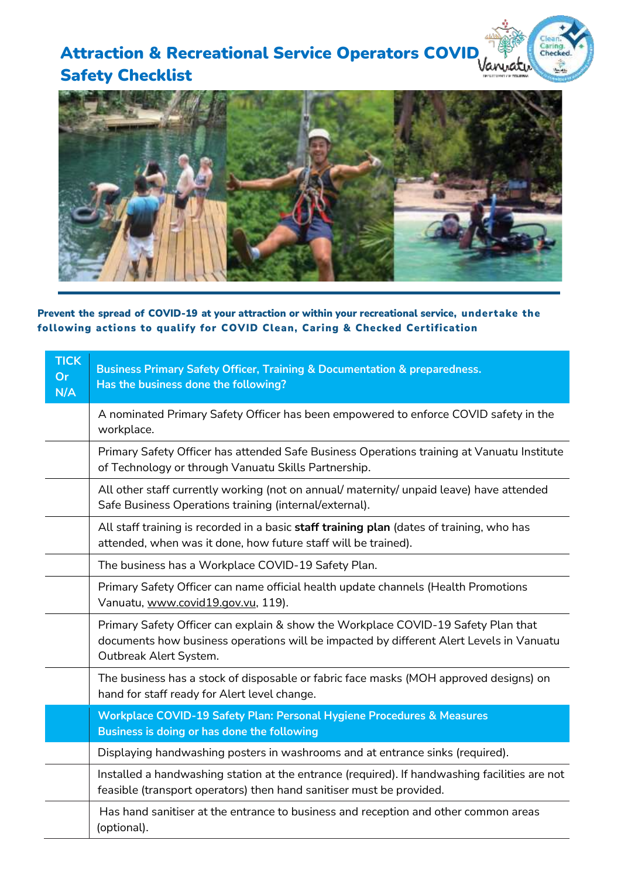# Attraction & Recreational Service Operators COVID Safety Checklist

**Prevent the spread of COVID-19 at your attraction or within your recreational service, undertake the following actions to qualify for COVID Clean, Caring & Checked Certification**

| TICK Or N/A | Business Primary Safety Officer, Training & Documentation & preparedness. Has the business done the following? |
|---|---|
| | A nominated Primary Safety Officer has been empowered to enforce COVID safety in the workplace. |
| | Primary Safety Officer has attended Safe Business Operations training at Vanuatu Institute of Technology or through Vanuatu Skills Partnership. |
| | All other staff currently working (not on annual/ maternity/ unpaid leave) have attended Safe Business Operations training (internal/external). |
| | All staff training is recorded in a basic **staff training plan** (dates of training, who has attended, when was it done, how future staff will be trained). |
| | The business has a Workplace COVID-19 Safety Plan. |
| | Primary Safety Officer can name official health update channels (Health Promotions Vanuatu, www.covid19.gov.vu, 119). |
| | Primary Safety Officer can explain & show the Workplace COVID-19 Safety Plan that documents how business operations will be impacted by different Alert Levels in Vanuatu Outbreak Alert System. |
| | The business has a stock of disposable or fabric face masks (MOH approved designs) on hand for staff ready for Alert level change. |
| | **Workplace COVID-19 Safety Plan: Personal Hygiene Procedures & Measures Business is doing or has done the following** |
| | Displaying handwashing posters in washrooms and at entrance sinks (required). |
| | Installed a handwashing station at the entrance (required). If handwashing facilities are not feasible (transport operators) then hand sanitiser must be provided. |
| | Has hand sanitiser at the entrance to business and reception and other common areas (optional). |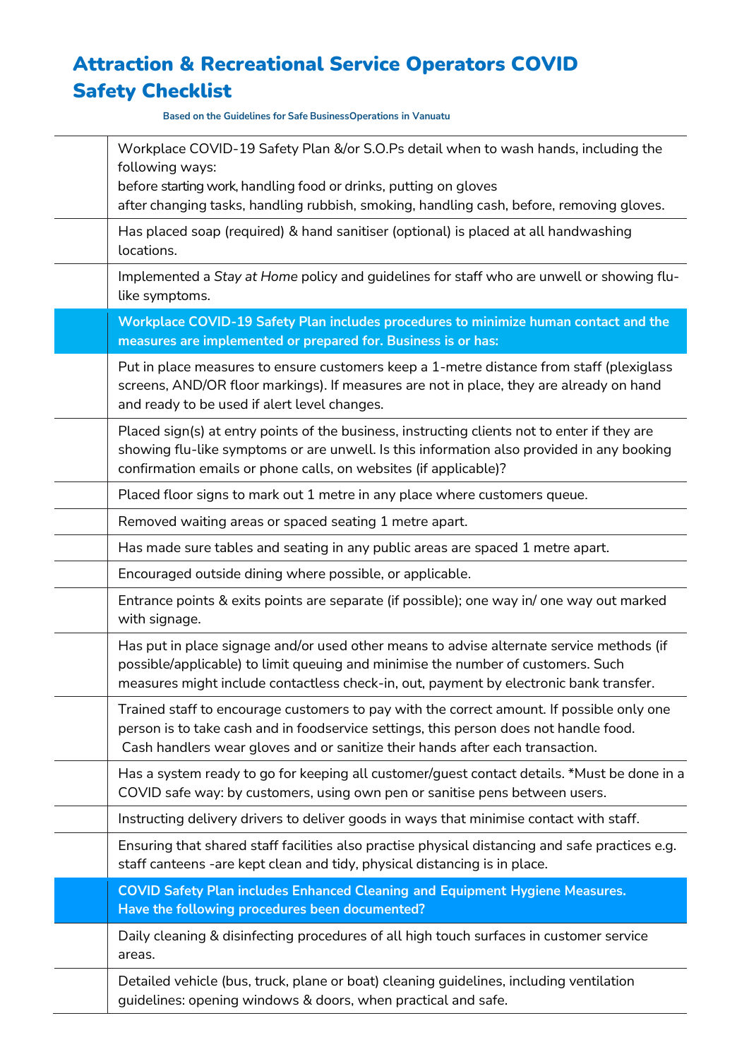# Attraction & Recreational Service Operators COVID Safety Checklist

Based on the Guidelines for Safe BusinessOperations in Vanuatu

| | |
|---|---|
| | Workplace COVID-19 Safety Plan &/or S.O.Ps detail when to wash hands, including the following ways:<br>before starting work, handling food or drinks, putting on gloves<br>after changing tasks, handling rubbish, smoking, handling cash, before, removing gloves. |
| | Has placed soap (required) & hand sanitiser (optional) is placed at all handwashing locations. |
| | Implemented a *Stay at Home* policy and guidelines for staff who are unwell or showing flu-like symptoms. |
| | **Workplace COVID-19 Safety Plan includes procedures to minimize human contact and the measures are implemented or prepared for. Business is or has:** |
| | Put in place measures to ensure customers keep a 1-metre distance from staff (plexiglass screens, AND/OR floor markings). If measures are not in place, they are already on hand and ready to be used if alert level changes. |
| | Placed sign(s) at entry points of the business, instructing clients not to enter if they are showing flu-like symptoms or are unwell. Is this information also provided in any booking confirmation emails or phone calls, on websites (if applicable)? |
| | Placed floor signs to mark out 1 metre in any place where customers queue. |
| | Removed waiting areas or spaced seating 1 metre apart. |
| | Has made sure tables and seating in any public areas are spaced 1 metre apart. |
| | Encouraged outside dining where possible, or applicable. |
| | Entrance points & exits points are separate (if possible); one way in/ one way out marked with signage. |
| | Has put in place signage and/or used other means to advise alternate service methods (if possible/applicable) to limit queuing and minimise the number of customers. Such measures might include contactless check-in, out, payment by electronic bank transfer. |
| | Trained staff to encourage customers to pay with the correct amount. If possible only one person is to take cash and in foodservice settings, this person does not handle food. Cash handlers wear gloves and or sanitize their hands after each transaction. |
| | Has a system ready to go for keeping all customer/guest contact details. *Must be done in a COVID safe way: by customers, using own pen or sanitise pens between users. |
| | Instructing delivery drivers to deliver goods in ways that minimise contact with staff. |
| | Ensuring that shared staff facilities also practise physical distancing and safe practices e.g. staff canteens -are kept clean and tidy, physical distancing is in place. |
| | **COVID Safety Plan includes Enhanced Cleaning and Equipment Hygiene Measures. Have the following procedures been documented?** |
| | Daily cleaning & disinfecting procedures of all high touch surfaces in customer service areas. |
| | Detailed vehicle (bus, truck, plane or boat) cleaning guidelines, including ventilation guidelines: opening windows & doors, when practical and safe. |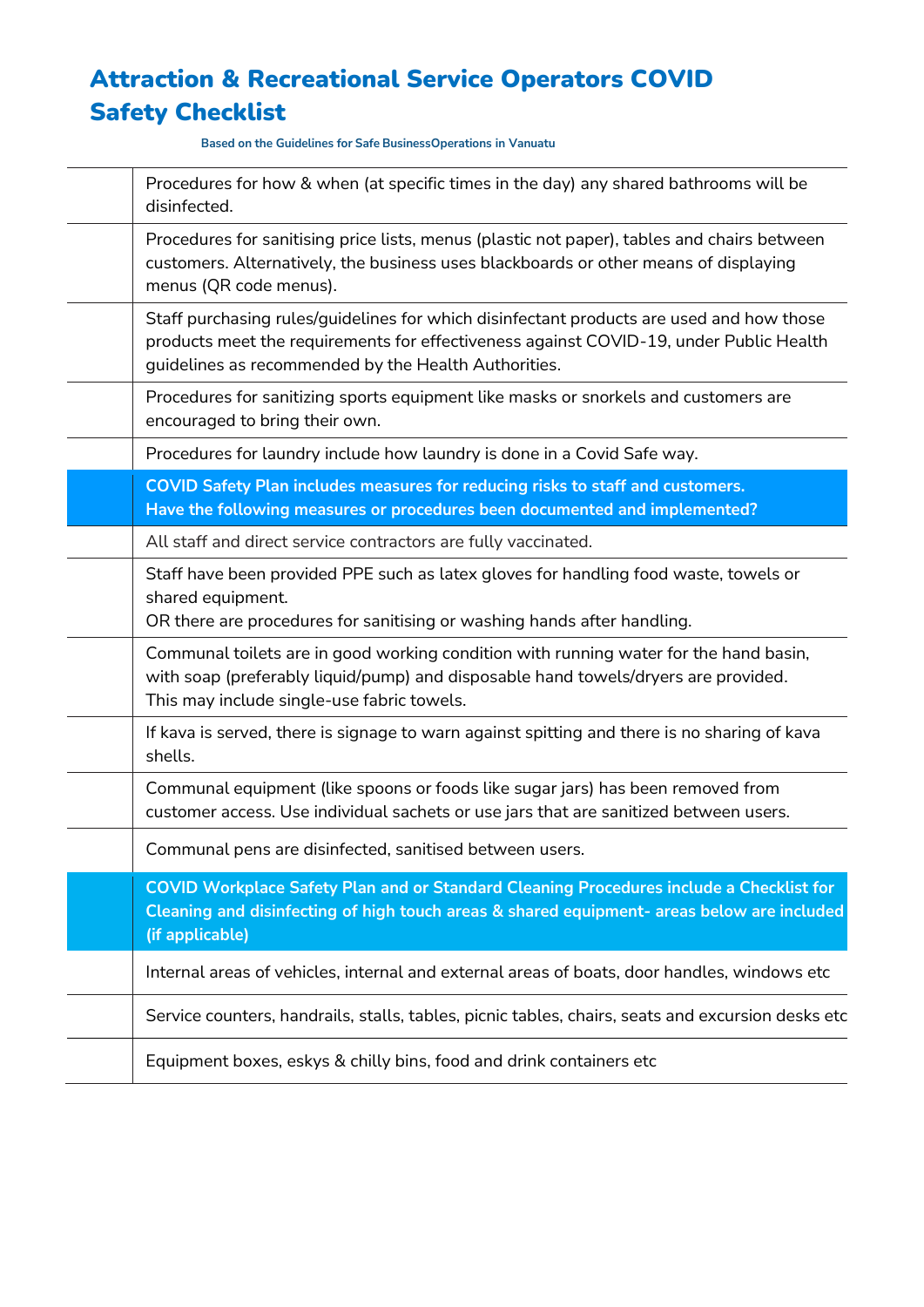# Attraction & Recreational Service Operators COVID Safety Checklist

Based on the Guidelines for Safe BusinessOperations in Vanuatu

| | |
|---|---|
| | Procedures for how & when (at specific times in the day) any shared bathrooms will be disinfected. |
| | Procedures for sanitising price lists, menus (plastic not paper), tables and chairs between customers. Alternatively, the business uses blackboards or other means of displaying menus (QR code menus). |
| | Staff purchasing rules/guidelines for which disinfectant products are used and how those products meet the requirements for effectiveness against COVID-19, under Public Health guidelines as recommended by the Health Authorities. |
| | Procedures for sanitizing sports equipment like masks or snorkels and customers are encouraged to bring their own. |
| | Procedures for laundry include how laundry is done in a Covid Safe way. |
| | **COVID Safety Plan includes measures for reducing risks to staff and customers. Have the following measures or procedures been documented and implemented?** |
| | All staff and direct service contractors are fully vaccinated. |
| | Staff have been provided PPE such as latex gloves for handling food waste, towels or shared equipment. OR there are procedures for sanitising or washing hands after handling. |
| | Communal toilets are in good working condition with running water for the hand basin, with soap (preferably liquid/pump) and disposable hand towels/dryers are provided. This may include single-use fabric towels. |
| | If kava is served, there is signage to warn against spitting and there is no sharing of kava shells. |
| | Communal equipment (like spoons or foods like sugar jars) has been removed from customer access. Use individual sachets or use jars that are sanitized between users. |
| | Communal pens are disinfected, sanitised between users. |
| | **COVID Workplace Safety Plan and or Standard Cleaning Procedures include a Checklist for Cleaning and disinfecting of high touch areas & shared equipment- areas below are included (if applicable)** |
| | Internal areas of vehicles, internal and external areas of boats, door handles, windows etc |
| | Service counters, handrails, stalls, tables, picnic tables, chairs, seats and excursion desks etc |
| | Equipment boxes, eskys & chilly bins, food and drink containers etc |